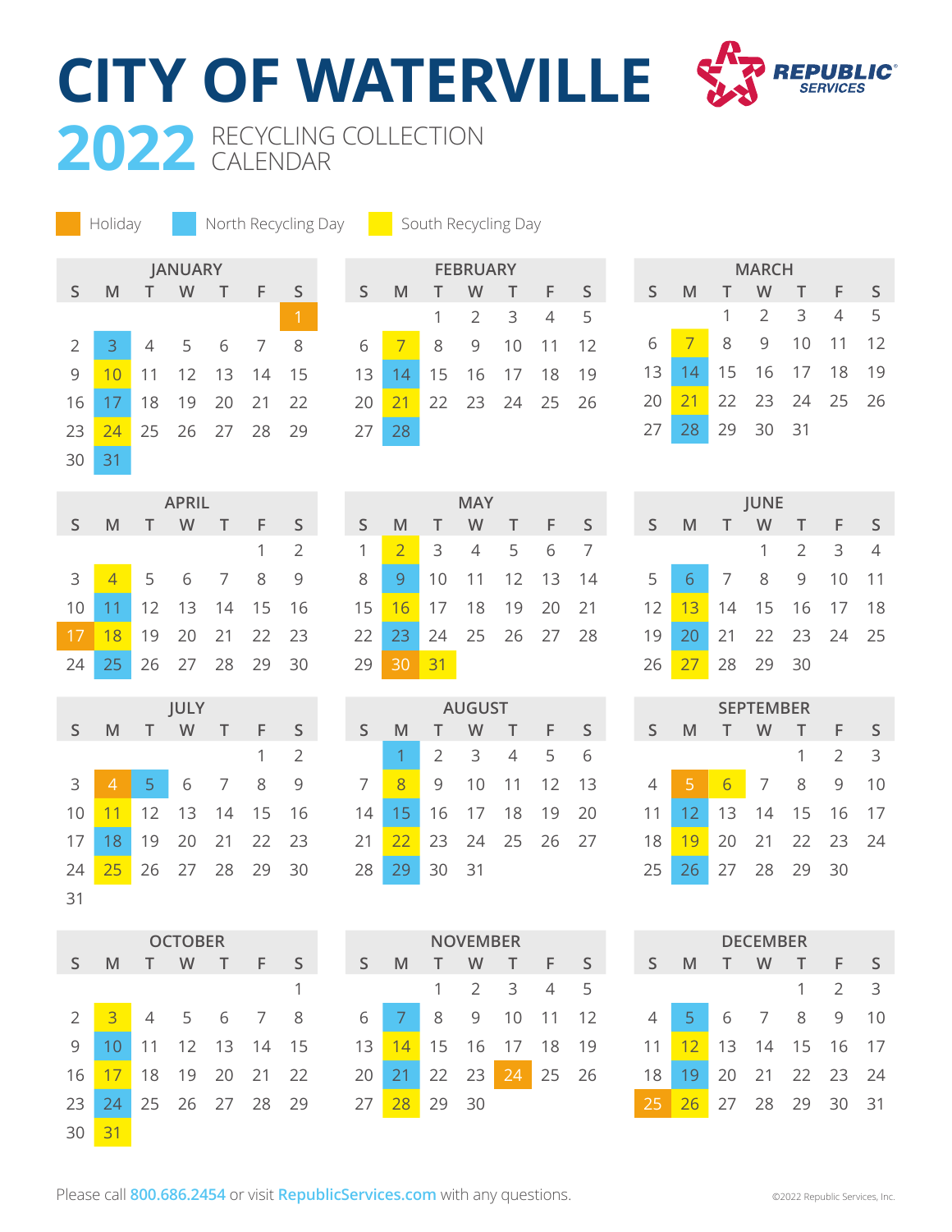# CITY OF WATERVILLE

## 2022 RECYCLING COLLECTION CALENDAR

REPUBLIC SERVICES

Legend: Holiday | North Recycling Day | South Recycling Day

### JANUARY

| S | M | T | W | T | F | S |
|---|---|---|---|---|---|---|
| | | | | | | 1 (Holiday) |
| 2 | 3 (North) | 4 | 5 | 6 | 7 | 8 |
| 9 | 10 (South) | 11 | 12 | 13 | 14 | 15 |
| 16 | 17 (North) | 18 | 19 | 20 | 21 | 22 |
| 23 | 24 (South) | 25 | 26 | 27 | 28 | 29 |
| 30 | 31 (North) | | | | | |

### FEBRUARY

| S | M | T | W | T | F | S |
|---|---|---|---|---|---|---|
| | | 1 | 2 | 3 | 4 | 5 |
| 6 | 7 (South) | 8 | 9 | 10 | 11 | 12 |
| 13 | 14 (North) | 15 | 16 | 17 | 18 | 19 |
| 20 | 21 (South) | 22 | 23 | 24 | 25 | 26 |
| 27 | 28 (North) | | | | | |

### MARCH

| S | M | T | W | T | F | S |
|---|---|---|---|---|---|---|
| | | 1 | 2 | 3 | 4 | 5 |
| 6 | 7 (South) | 8 | 9 | 10 | 11 | 12 |
| 13 | 14 (North) | 15 | 16 | 17 | 18 | 19 |
| 20 | 21 (South) | 22 | 23 | 24 | 25 | 26 |
| 27 | 28 (North) | 29 | 30 | 31 | | |

### APRIL

| S | M | T | W | T | F | S |
|---|---|---|---|---|---|---|
| | | | | | 1 | 2 |
| 3 | 4 (South) | 5 | 6 | 7 | 8 | 9 |
| 10 | 11 (North) | 12 | 13 | 14 | 15 | 16 |
| 17 (Holiday) | 18 (South) | 19 | 20 | 21 | 22 | 23 |
| 24 | 25 (North) | 26 | 27 | 28 | 29 | 30 |

### MAY

| S | M | T | W | T | F | S |
|---|---|---|---|---|---|---|
| 1 | 2 (South) | 3 | 4 | 5 | 6 | 7 |
| 8 | 9 (North) | 10 | 11 | 12 | 13 | 14 |
| 15 | 16 (South) | 17 | 18 | 19 | 20 | 21 |
| 22 | 23 (North) | 24 | 25 | 26 | 27 | 28 |
| 29 | 30 (Holiday) | 31 (South) | | | | |

### JUNE

| S | M | T | W | T | F | S |
|---|---|---|---|---|---|---|
| | | | 1 | 2 | 3 | 4 |
| 5 | 6 (North) | 7 | 8 | 9 | 10 | 11 |
| 12 | 13 (South) | 14 | 15 | 16 | 17 | 18 |
| 19 | 20 (North) | 21 | 22 | 23 | 24 | 25 |
| 26 | 27 (South) | 28 | 29 | 30 | | |

### JULY

| S | M | T | W | T | F | S |
|---|---|---|---|---|---|---|
| | | | | | 1 | 2 |
| 3 | 4 (Holiday) | 5 (North) | 6 | 7 | 8 | 9 |
| 10 | 11 (South) | 12 | 13 | 14 | 15 | 16 |
| 17 | 18 (North) | 19 | 20 | 21 | 22 | 23 |
| 24 | 25 (South) | 26 | 27 | 28 | 29 | 30 |
| 31 | | | | | | |

### AUGUST

| S | M | T | W | T | F | S |
|---|---|---|---|---|---|---|
| | 1 (North) | 2 | 3 | 4 | 5 | 6 |
| 7 | 8 (South) | 9 | 10 | 11 | 12 | 13 |
| 14 | 15 (North) | 16 | 17 | 18 | 19 | 20 |
| 21 | 22 (South) | 23 | 24 | 25 | 26 | 27 |
| 28 | 29 (North) | 30 | 31 | | | |

### SEPTEMBER

| S | M | T | W | T | F | S |
|---|---|---|---|---|---|---|
| | | | | 1 | 2 | 3 |
| 4 | 5 (Holiday) | 6 (South) | 7 | 8 | 9 | 10 |
| 11 | 12 (North) | 13 | 14 | 15 | 16 | 17 |
| 18 | 19 (South) | 20 | 21 | 22 | 23 | 24 |
| 25 | 26 (North) | 27 | 28 | 29 | 30 | |

### OCTOBER

| S | M | T | W | T | F | S |
|---|---|---|---|---|---|---|
| | | | | | | 1 |
| 2 | 3 (South) | 4 | 5 | 6 | 7 | 8 |
| 9 | 10 (North) | 11 | 12 | 13 | 14 | 15 |
| 16 | 17 (South) | 18 | 19 | 20 | 21 | 22 |
| 23 | 24 (North) | 25 | 26 | 27 | 28 | 29 |
| 30 | 31 (South) | | | | | |

### NOVEMBER

| S | M | T | W | T | F | S |
|---|---|---|---|---|---|---|
| | | 1 | 2 | 3 | 4 | 5 |
| 6 | 7 (North) | 8 | 9 | 10 | 11 | 12 |
| 13 | 14 (South) | 15 | 16 | 17 | 18 | 19 |
| 20 | 21 (North) | 22 | 23 | 24 (Holiday) | 25 | 26 |
| 27 | 28 (South) | 29 | 30 | | | |

### DECEMBER

| S | M | T | W | T | F | S |
|---|---|---|---|---|---|---|
| | | | | 1 | 2 | 3 |
| 4 | 5 (North) | 6 | 7 | 8 | 9 | 10 |
| 11 | 12 (South) | 13 | 14 | 15 | 16 | 17 |
| 18 | 19 (North) | 20 | 21 | 22 | 23 | 24 |
| 25 (Holiday) | 26 (South) | 27 | 28 | 29 | 30 | 31 |

Please call 800.686.2454 or visit RepublicServices.com with any questions.

©2022 Republic Services, Inc.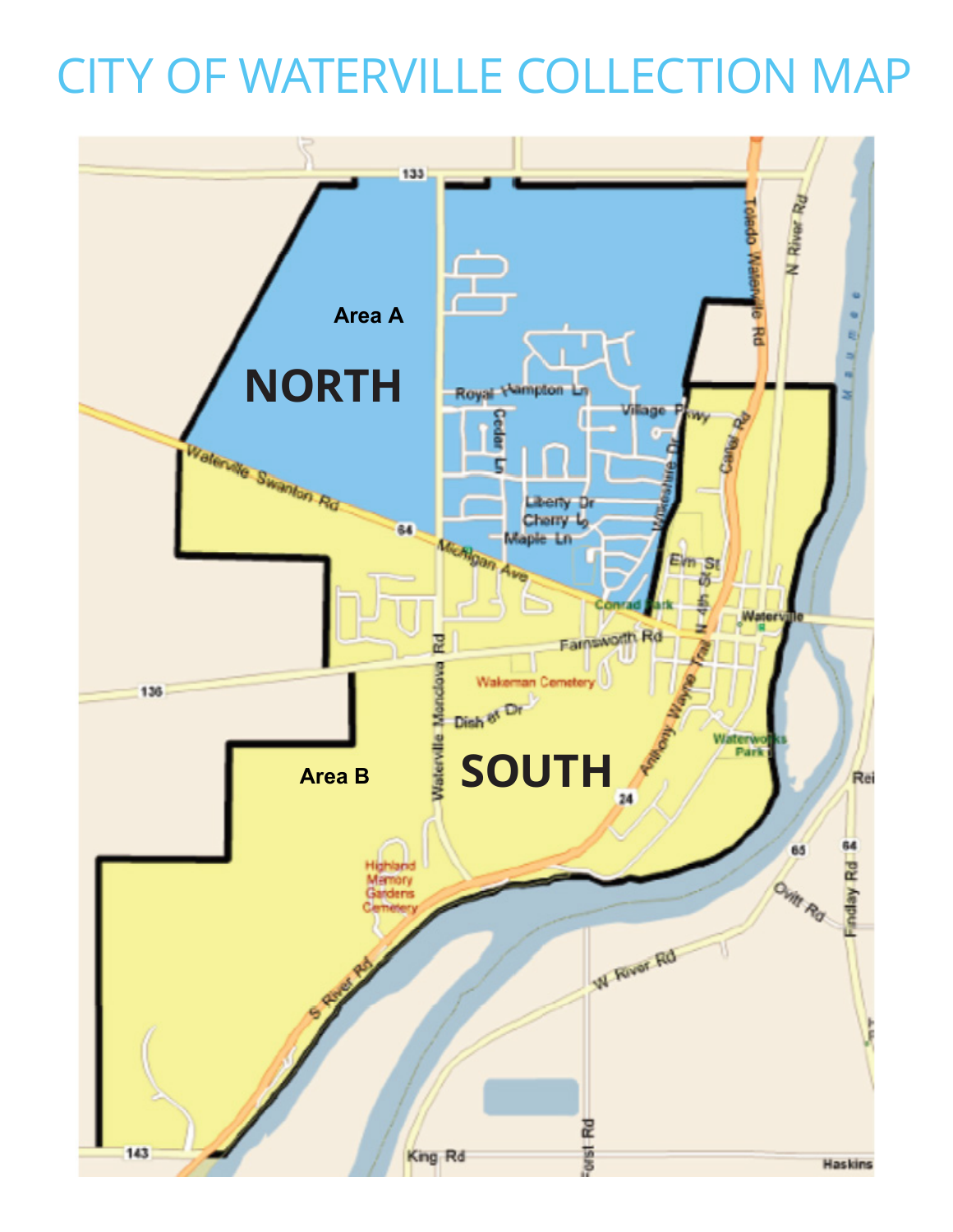# CITY OF WATERVILLE COLLECTION MAP

Area A

NORTH

Area B

SOUTH

133
Toledo Waterville Rd
N River Rd
Maumee
Royal Hampton Ln
Village Pkwy
Cedar Ln
Wheatshire Dr
Canal Rd
Liberty Dr
Cherry Ln
Maple Ln
Waterville Swanton Rd
64
Michigan Ave
Elm St
Conrad Park
N 4th St
Waterville
Farnsworth Rd
136
Waterville Monclova Rd
Wakeman Cemetery
Dish er Dr
Anthony Wayne Trail
Waterworks Park
24
Highland Memory Gardens Cemetery
65
64
Findlay Rd
Ovitt Rd
W River Rd
S River Rd
143
King Rd
Forst Rd
Haskins